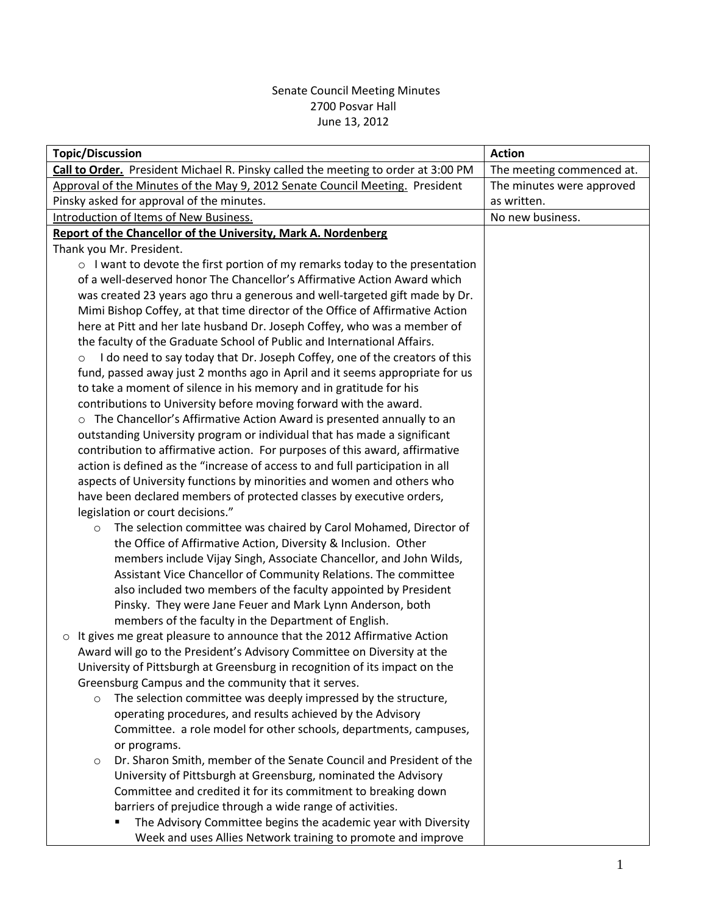Senate Council Meeting Minutes
2700 Posvar Hall
June 13, 2012

| Topic/Discussion | Action |
|---|---|
| **Call to Order.** President Michael R. Pinsky called the meeting to order at 3:00 PM | The meeting commenced at. |
| Approval of the Minutes of the May 9, 2012 Senate Council Meeting. President Pinsky asked for approval of the minutes. | The minutes were approved as written. |
| Introduction of Items of New Business. | No new business. |
| **Report of the Chancellor of the University, Mark A. Nordenberg**<br>Thank you Mr. President.<br>○ I want to devote the first portion of my remarks today to the presentation of a well-deserved honor The Chancellor's Affirmative Action Award which was created 23 years ago thru a generous and well-targeted gift made by Dr. Mimi Bishop Coffey, at that time director of the Office of Affirmative Action here at Pitt and her late husband Dr. Joseph Coffey, who was a member of the faculty of the Graduate School of Public and International Affairs.<br>○ I do need to say today that Dr. Joseph Coffey, one of the creators of this fund, passed away just 2 months ago in April and it seems appropriate for us to take a moment of silence in his memory and in gratitude for his contributions to University before moving forward with the award.<br>○ The Chancellor's Affirmative Action Award is presented annually to an outstanding University program or individual that has made a significant contribution to affirmative action. For purposes of this award, affirmative action is defined as the "increase of access to and full participation in all aspects of University functions by minorities and women and others who have been declared members of protected classes by executive orders, legislation or court decisions."<br>&nbsp;&nbsp;&nbsp;&nbsp;○ The selection committee was chaired by Carol Mohamed, Director of the Office of Affirmative Action, Diversity & Inclusion. Other members include Vijay Singh, Associate Chancellor, and John Wilds, Assistant Vice Chancellor of Community Relations. The committee also included two members of the faculty appointed by President Pinsky. They were Jane Feuer and Mark Lynn Anderson, both members of the faculty in the Department of English.<br>○ It gives me great pleasure to announce that the 2012 Affirmative Action Award will go to the President's Advisory Committee on Diversity at the University of Pittsburgh at Greensburg in recognition of its impact on the Greensburg Campus and the community that it serves.<br>&nbsp;&nbsp;&nbsp;&nbsp;○ The selection committee was deeply impressed by the structure, operating procedures, and results achieved by the Advisory Committee. a role model for other schools, departments, campuses, or programs.<br>&nbsp;&nbsp;&nbsp;&nbsp;○ Dr. Sharon Smith, member of the Senate Council and President of the University of Pittsburgh at Greensburg, nominated the Advisory Committee and credited it for its commitment to breaking down barriers of prejudice through a wide range of activities.<br>&nbsp;&nbsp;&nbsp;&nbsp;&nbsp;&nbsp;&nbsp;&nbsp;▪ The Advisory Committee begins the academic year with Diversity Week and uses Allies Network training to promote and improve | |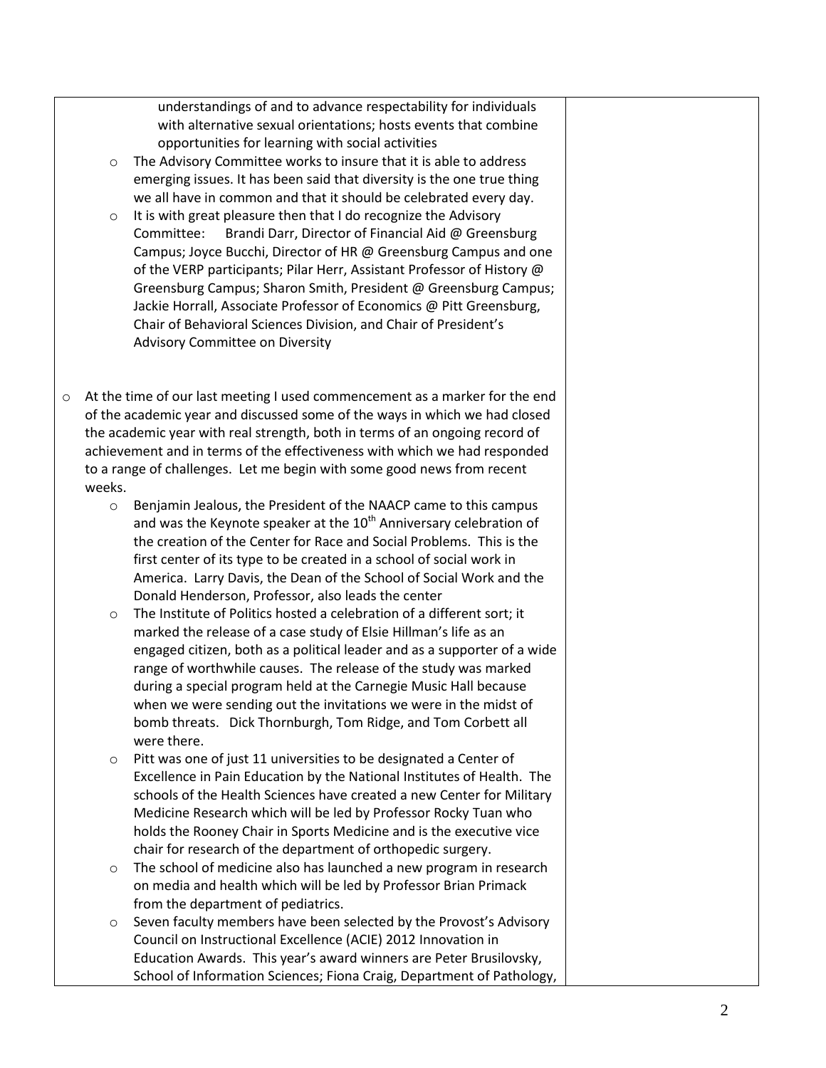- understandings of and to advance respectability for individuals with alternative sexual orientations; hosts events that combine opportunities for learning with social activities
  - The Advisory Committee works to insure that it is able to address emerging issues. It has been said that diversity is the one true thing we all have in common and that it should be celebrated every day.
  - It is with great pleasure then that I do recognize the Advisory Committee: Brandi Darr, Director of Financial Aid @ Greensburg Campus; Joyce Bucchi, Director of HR @ Greensburg Campus and one of the VERP participants; Pilar Herr, Assistant Professor of History @ Greensburg Campus; Sharon Smith, President @ Greensburg Campus; Jackie Horrall, Associate Professor of Economics @ Pitt Greensburg, Chair of Behavioral Sciences Division, and Chair of President's Advisory Committee on Diversity

- At the time of our last meeting I used commencement as a marker for the end of the academic year and discussed some of the ways in which we had closed the academic year with real strength, both in terms of an ongoing record of achievement and in terms of the effectiveness with which we had responded to a range of challenges. Let me begin with some good news from recent weeks.
  - Benjamin Jealous, the President of the NAACP came to this campus and was the Keynote speaker at the 10th Anniversary celebration of the creation of the Center for Race and Social Problems. This is the first center of its type to be created in a school of social work in America. Larry Davis, the Dean of the School of Social Work and the Donald Henderson, Professor, also leads the center
  - The Institute of Politics hosted a celebration of a different sort; it marked the release of a case study of Elsie Hillman's life as an engaged citizen, both as a political leader and as a supporter of a wide range of worthwhile causes. The release of the study was marked during a special program held at the Carnegie Music Hall because when we were sending out the invitations we were in the midst of bomb threats. Dick Thornburgh, Tom Ridge, and Tom Corbett all were there.
  - Pitt was one of just 11 universities to be designated a Center of Excellence in Pain Education by the National Institutes of Health. The schools of the Health Sciences have created a new Center for Military Medicine Research which will be led by Professor Rocky Tuan who holds the Rooney Chair in Sports Medicine and is the executive vice chair for research of the department of orthopedic surgery.
  - The school of medicine also has launched a new program in research on media and health which will be led by Professor Brian Primack from the department of pediatrics.
  - Seven faculty members have been selected by the Provost's Advisory Council on Instructional Excellence (ACIE) 2012 Innovation in Education Awards. This year's award winners are Peter Brusilovsky, School of Information Sciences; Fiona Craig, Department of Pathology,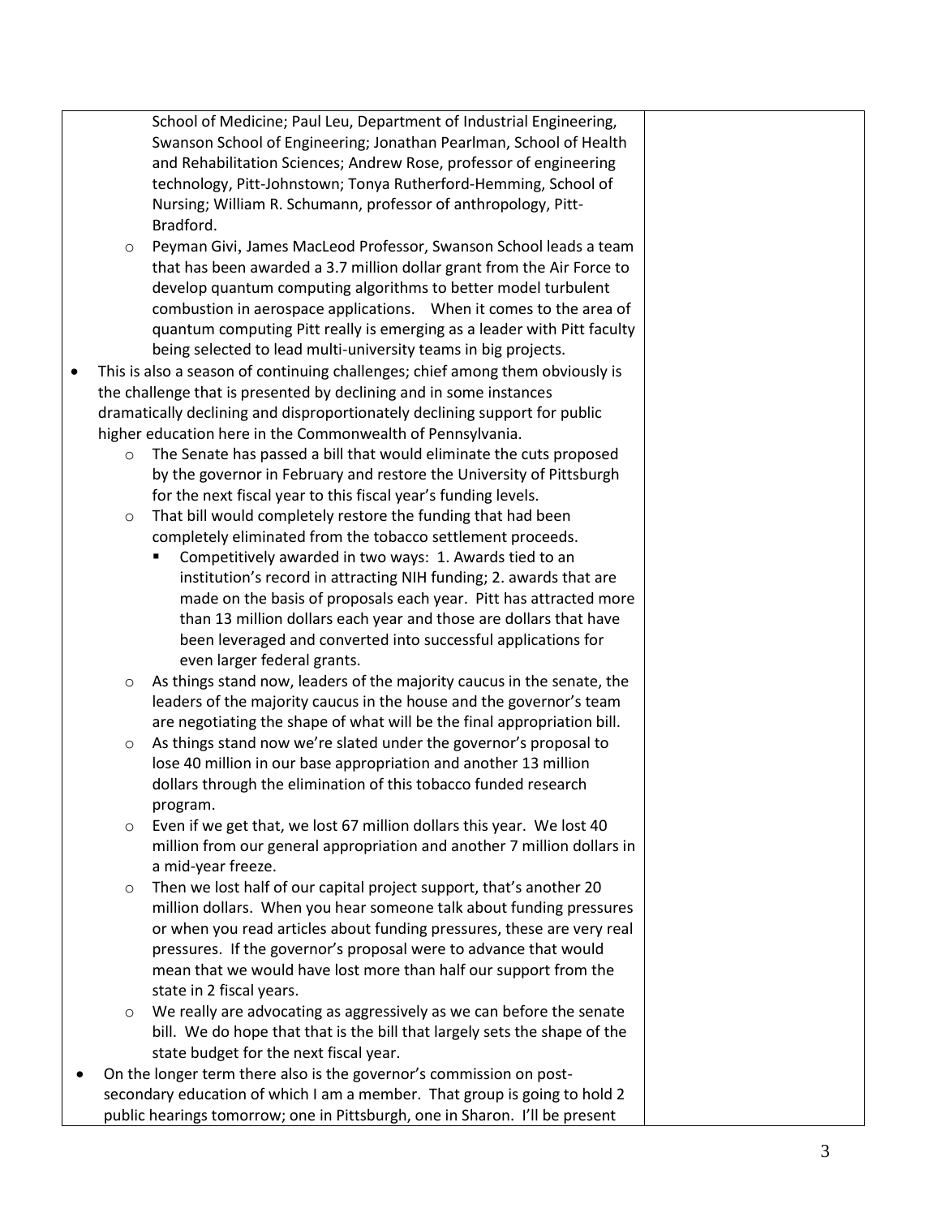School of Medicine; Paul Leu, Department of Industrial Engineering, Swanson School of Engineering; Jonathan Pearlman, School of Health and Rehabilitation Sciences; Andrew Rose, professor of engineering technology, Pitt-Johnstown; Tonya Rutherford-Hemming, School of Nursing; William R. Schumann, professor of anthropology, Pitt-Bradford.

  - Peyman Givi, James MacLeod Professor, Swanson School leads a team that has been awarded a 3.7 million dollar grant from the Air Force to develop quantum computing algorithms to better model turbulent combustion in aerospace applications. When it comes to the area of quantum computing Pitt really is emerging as a leader with Pitt faculty being selected to lead multi-university teams in big projects.

- This is also a season of continuing challenges; chief among them obviously is the challenge that is presented by declining and in some instances dramatically declining and disproportionately declining support for public higher education here in the Commonwealth of Pennsylvania.
  - The Senate has passed a bill that would eliminate the cuts proposed by the governor in February and restore the University of Pittsburgh for the next fiscal year to this fiscal year's funding levels.
  - That bill would completely restore the funding that had been completely eliminated from the tobacco settlement proceeds.
    - Competitively awarded in two ways: 1. Awards tied to an institution's record in attracting NIH funding; 2. awards that are made on the basis of proposals each year. Pitt has attracted more than 13 million dollars each year and those are dollars that have been leveraged and converted into successful applications for even larger federal grants.
  - As things stand now, leaders of the majority caucus in the senate, the leaders of the majority caucus in the house and the governor's team are negotiating the shape of what will be the final appropriation bill.
  - As things stand now we're slated under the governor's proposal to lose 40 million in our base appropriation and another 13 million dollars through the elimination of this tobacco funded research program.
  - Even if we get that, we lost 67 million dollars this year. We lost 40 million from our general appropriation and another 7 million dollars in a mid-year freeze.
  - Then we lost half of our capital project support, that's another 20 million dollars. When you hear someone talk about funding pressures or when you read articles about funding pressures, these are very real pressures. If the governor's proposal were to advance that would mean that we would have lost more than half our support from the state in 2 fiscal years.
  - We really are advocating as aggressively as we can before the senate bill. We do hope that that is the bill that largely sets the shape of the state budget for the next fiscal year.
- On the longer term there also is the governor's commission on post-secondary education of which I am a member. That group is going to hold 2 public hearings tomorrow; one in Pittsburgh, one in Sharon. I'll be present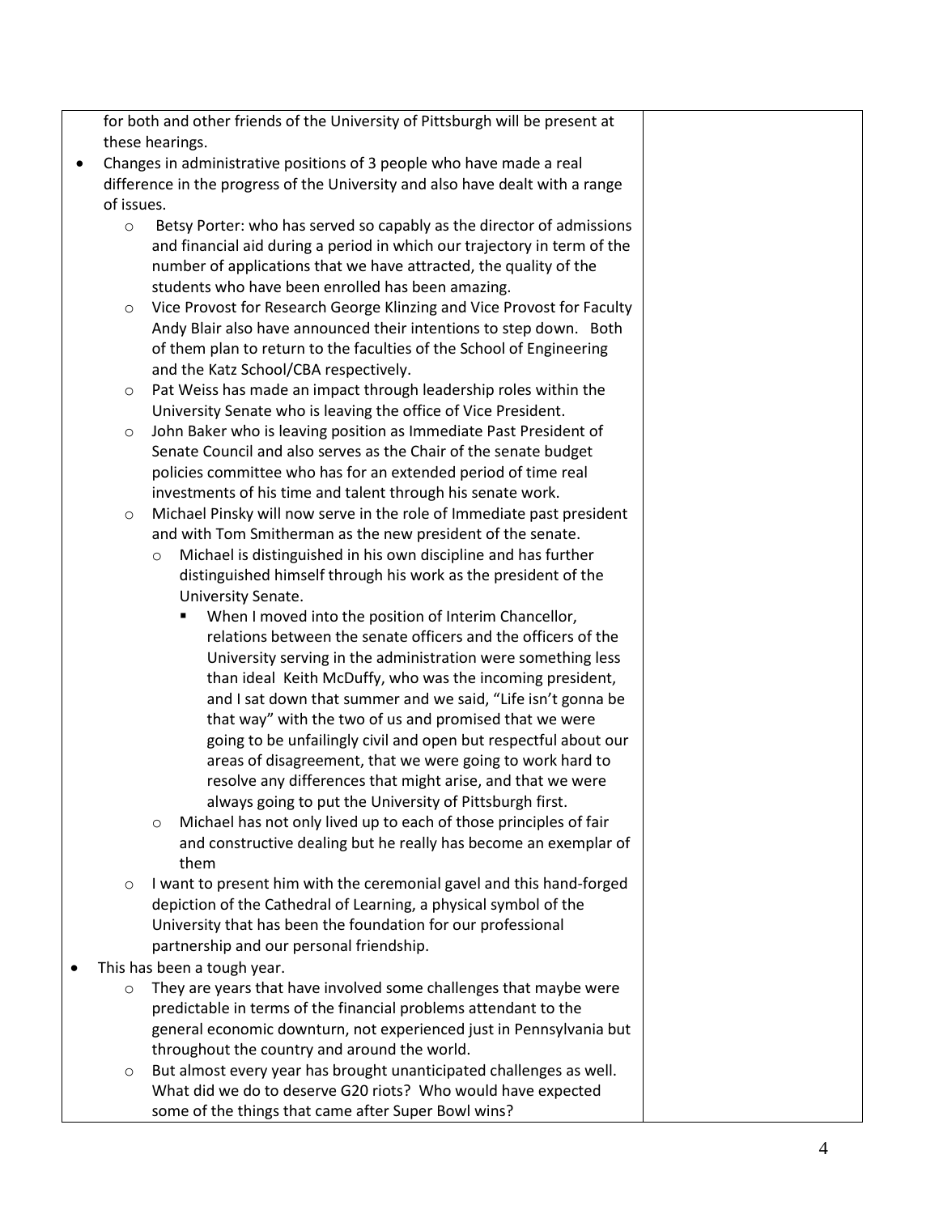for both and other friends of the University of Pittsburgh will be present at these hearings.

- Changes in administrative positions of 3 people who have made a real difference in the progress of the University and also have dealt with a range of issues.
    - Betsy Porter: who has served so capably as the director of admissions and financial aid during a period in which our trajectory in term of the number of applications that we have attracted, the quality of the students who have been enrolled has been amazing.
    - Vice Provost for Research George Klinzing and Vice Provost for Faculty Andy Blair also have announced their intentions to step down. Both of them plan to return to the faculties of the School of Engineering and the Katz School/CBA respectively.
    - Pat Weiss has made an impact through leadership roles within the University Senate who is leaving the office of Vice President.
    - John Baker who is leaving position as Immediate Past President of Senate Council and also serves as the Chair of the senate budget policies committee who has for an extended period of time real investments of his time and talent through his senate work.
    - Michael Pinsky will now serve in the role of Immediate past president and with Tom Smitherman as the new president of the senate.
        - Michael is distinguished in his own discipline and has further distinguished himself through his work as the president of the University Senate.
            - When I moved into the position of Interim Chancellor, relations between the senate officers and the officers of the University serving in the administration were something less than ideal Keith McDuffy, who was the incoming president, and I sat down that summer and we said, "Life isn't gonna be that way" with the two of us and promised that we were going to be unfailingly civil and open but respectful about our areas of disagreement, that we were going to work hard to resolve any differences that might arise, and that we were always going to put the University of Pittsburgh first.
        - Michael has not only lived up to each of those principles of fair and constructive dealing but he really has become an exemplar of them
    - I want to present him with the ceremonial gavel and this hand-forged depiction of the Cathedral of Learning, a physical symbol of the University that has been the foundation for our professional partnership and our personal friendship.
- This has been a tough year.
    - They are years that have involved some challenges that maybe were predictable in terms of the financial problems attendant to the general economic downturn, not experienced just in Pennsylvania but throughout the country and around the world.
    - But almost every year has brought unanticipated challenges as well. What did we do to deserve G20 riots? Who would have expected some of the things that came after Super Bowl wins?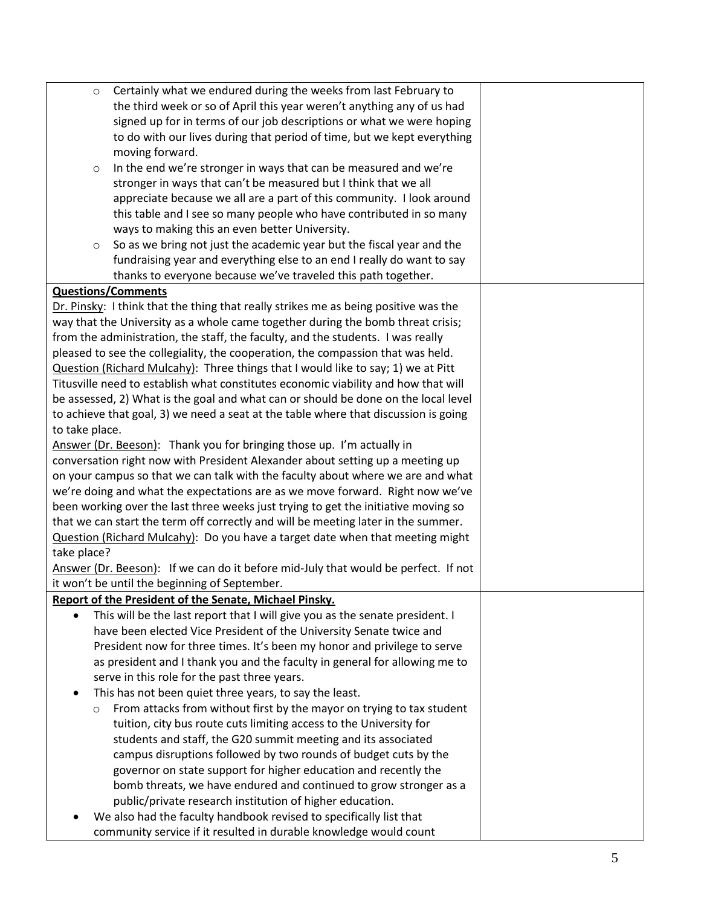- Certainly what we endured during the weeks from last February to the third week or so of April this year weren't anything any of us had signed up for in terms of our job descriptions or what we were hoping to do with our lives during that period of time, but we kept everything moving forward.
- In the end we're stronger in ways that can be measured and we're stronger in ways that can't be measured but I think that we all appreciate because we all are a part of this community. I look around this table and I see so many people who have contributed in so many ways to making this an even better University.
- So as we bring not just the academic year but the fiscal year and the fundraising year and everything else to an end I really do want to say thanks to everyone because we've traveled this path together.

**Questions/Comments**

Dr. Pinsky: I think that the thing that really strikes me as being positive was the way that the University as a whole came together during the bomb threat crisis; from the administration, the staff, the faculty, and the students. I was really pleased to see the collegiality, the cooperation, the compassion that was held.

Question (Richard Mulcahy): Three things that I would like to say; 1) we at Pitt Titusville need to establish what constitutes economic viability and how that will be assessed, 2) What is the goal and what can or should be done on the local level to achieve that goal, 3) we need a seat at the table where that discussion is going to take place.

Answer (Dr. Beeson): Thank you for bringing those up. I'm actually in conversation right now with President Alexander about setting up a meeting up on your campus so that we can talk with the faculty about where we are and what we're doing and what the expectations are as we move forward. Right now we've been working over the last three weeks just trying to get the initiative moving so that we can start the term off correctly and will be meeting later in the summer.

Question (Richard Mulcahy): Do you have a target date when that meeting might take place?

Answer (Dr. Beeson): If we can do it before mid-July that would be perfect. If not it won't be until the beginning of September.

**Report of the President of the Senate, Michael Pinsky.**

- This will be the last report that I will give you as the senate president. I have been elected Vice President of the University Senate twice and President now for three times. It's been my honor and privilege to serve as president and I thank you and the faculty in general for allowing me to serve in this role for the past three years.
- This has not been quiet three years, to say the least.
  - From attacks from without first by the mayor on trying to tax student tuition, city bus route cuts limiting access to the University for students and staff, the G20 summit meeting and its associated campus disruptions followed by two rounds of budget cuts by the governor on state support for higher education and recently the bomb threats, we have endured and continued to grow stronger as a public/private research institution of higher education.
- We also had the faculty handbook revised to specifically list that community service if it resulted in durable knowledge would count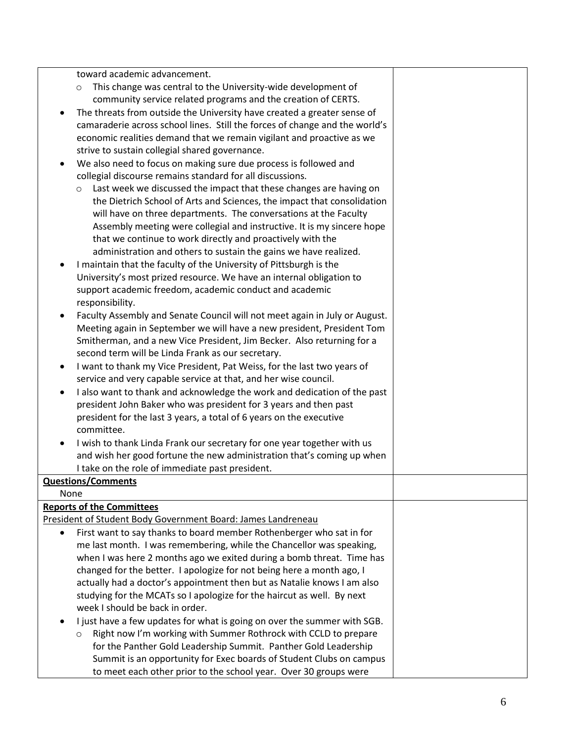toward academic advancement.

  - This change was central to the University-wide development of community service related programs and the creation of CERTS.
- The threats from outside the University have created a greater sense of camaraderie across school lines. Still the forces of change and the world's economic realities demand that we remain vigilant and proactive as we strive to sustain collegial shared governance.
- We also need to focus on making sure due process is followed and collegial discourse remains standard for all discussions.
  - Last week we discussed the impact that these changes are having on the Dietrich School of Arts and Sciences, the impact that consolidation will have on three departments. The conversations at the Faculty Assembly meeting were collegial and instructive. It is my sincere hope that we continue to work directly and proactively with the administration and others to sustain the gains we have realized.
- I maintain that the faculty of the University of Pittsburgh is the University's most prized resource. We have an internal obligation to support academic freedom, academic conduct and academic responsibility.
- Faculty Assembly and Senate Council will not meet again in July or August. Meeting again in September we will have a new president, President Tom Smitherman, and a new Vice President, Jim Becker. Also returning for a second term will be Linda Frank as our secretary.
- I want to thank my Vice President, Pat Weiss, for the last two years of service and very capable service at that, and her wise council.
- I also want to thank and acknowledge the work and dedication of the past president John Baker who was president for 3 years and then past president for the last 3 years, a total of 6 years on the executive committee.
- I wish to thank Linda Frank our secretary for one year together with us and wish her good fortune the new administration that's coming up when I take on the role of immediate past president.

**Questions/Comments**

None

**Reports of the Committees**

President of Student Body Government Board: James Landreneau

- First want to say thanks to board member Rothenberger who sat in for me last month. I was remembering, while the Chancellor was speaking, when I was here 2 months ago we exited during a bomb threat. Time has changed for the better. I apologize for not being here a month ago, I actually had a doctor's appointment then but as Natalie knows I am also studying for the MCATs so I apologize for the haircut as well. By next week I should be back in order.
- I just have a few updates for what is going on over the summer with SGB.
  - Right now I'm working with Summer Rothrock with CCLD to prepare for the Panther Gold Leadership Summit. Panther Gold Leadership Summit is an opportunity for Exec boards of Student Clubs on campus to meet each other prior to the school year. Over 30 groups were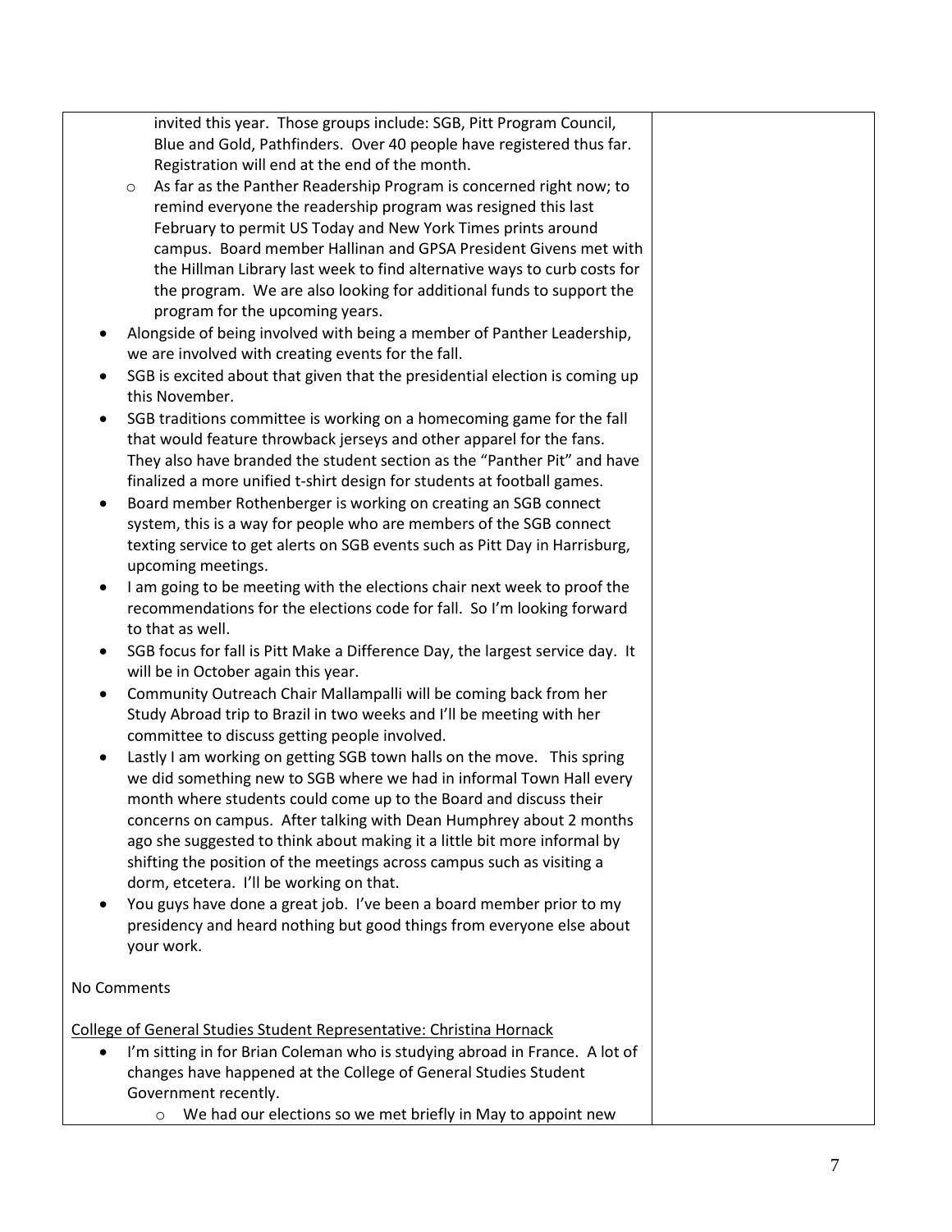invited this year. Those groups include: SGB, Pitt Program Council, Blue and Gold, Pathfinders. Over 40 people have registered thus far. Registration will end at the end of the month.
  - As far as the Panther Readership Program is concerned right now; to remind everyone the readership program was resigned this last February to permit US Today and New York Times prints around campus. Board member Hallinan and GPSA President Givens met with the Hillman Library last week to find alternative ways to curb costs for the program. We are also looking for additional funds to support the program for the upcoming years.

- Alongside of being involved with being a member of Panther Leadership, we are involved with creating events for the fall.
- SGB is excited about that given that the presidential election is coming up this November.
- SGB traditions committee is working on a homecoming game for the fall that would feature throwback jerseys and other apparel for the fans. They also have branded the student section as the "Panther Pit" and have finalized a more unified t-shirt design for students at football games.
- Board member Rothenberger is working on creating an SGB connect system, this is a way for people who are members of the SGB connect texting service to get alerts on SGB events such as Pitt Day in Harrisburg, upcoming meetings.
- I am going to be meeting with the elections chair next week to proof the recommendations for the elections code for fall. So I'm looking forward to that as well.
- SGB focus for fall is Pitt Make a Difference Day, the largest service day. It will be in October again this year.
- Community Outreach Chair Mallampalli will be coming back from her Study Abroad trip to Brazil in two weeks and I'll be meeting with her committee to discuss getting people involved.
- Lastly I am working on getting SGB town halls on the move. This spring we did something new to SGB where we had in informal Town Hall every month where students could come up to the Board and discuss their concerns on campus. After talking with Dean Humphrey about 2 months ago she suggested to think about making it a little bit more informal by shifting the position of the meetings across campus such as visiting a dorm, etcetera. I'll be working on that.
- You guys have done a great job. I've been a board member prior to my presidency and heard nothing but good things from everyone else about your work.

No Comments

<u>College of General Studies Student Representative: Christina Hornack</u>

- I'm sitting in for Brian Coleman who is studying abroad in France. A lot of changes have happened at the College of General Studies Student Government recently.
  - We had our elections so we met briefly in May to appoint new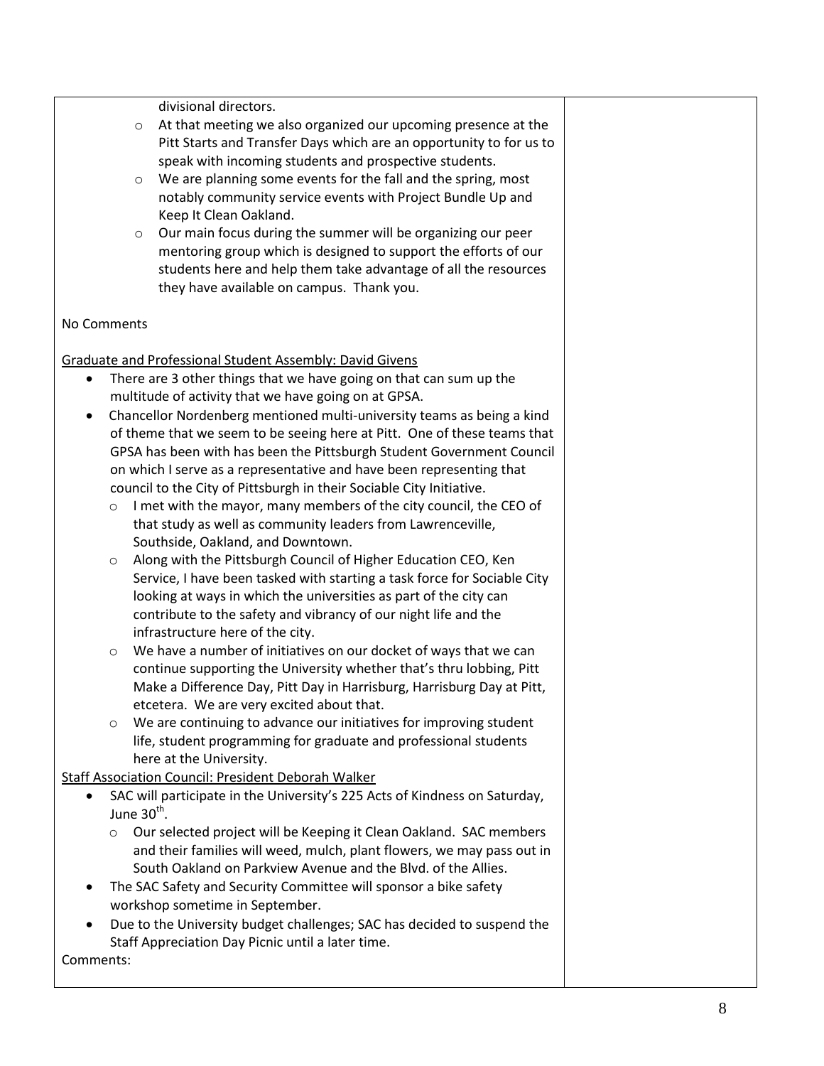divisional directors.

- At that meeting we also organized our upcoming presence at the Pitt Starts and Transfer Days which are an opportunity to for us to speak with incoming students and prospective students.
- We are planning some events for the fall and the spring, most notably community service events with Project Bundle Up and Keep It Clean Oakland.
- Our main focus during the summer will be organizing our peer mentoring group which is designed to support the efforts of our students here and help them take advantage of all the resources they have available on campus. Thank you.

No Comments

Graduate and Professional Student Assembly: David Givens

- There are 3 other things that we have going on that can sum up the multitude of activity that we have going on at GPSA.
- Chancellor Nordenberg mentioned multi-university teams as being a kind of theme that we seem to be seeing here at Pitt. One of these teams that GPSA has been with has been the Pittsburgh Student Government Council on which I serve as a representative and have been representing that council to the City of Pittsburgh in their Sociable City Initiative.
  - I met with the mayor, many members of the city council, the CEO of that study as well as community leaders from Lawrenceville, Southside, Oakland, and Downtown.
  - Along with the Pittsburgh Council of Higher Education CEO, Ken Service, I have been tasked with starting a task force for Sociable City looking at ways in which the universities as part of the city can contribute to the safety and vibrancy of our night life and the infrastructure here of the city.
  - We have a number of initiatives on our docket of ways that we can continue supporting the University whether that's thru lobbing, Pitt Make a Difference Day, Pitt Day in Harrisburg, Harrisburg Day at Pitt, etcetera. We are very excited about that.
  - We are continuing to advance our initiatives for improving student life, student programming for graduate and professional students here at the University.

Staff Association Council: President Deborah Walker

- SAC will participate in the University's 225 Acts of Kindness on Saturday, June 30th.
  - Our selected project will be Keeping it Clean Oakland. SAC members and their families will weed, mulch, plant flowers, we may pass out in South Oakland on Parkview Avenue and the Blvd. of the Allies.
- The SAC Safety and Security Committee will sponsor a bike safety workshop sometime in September.
- Due to the University budget challenges; SAC has decided to suspend the Staff Appreciation Day Picnic until a later time.

Comments: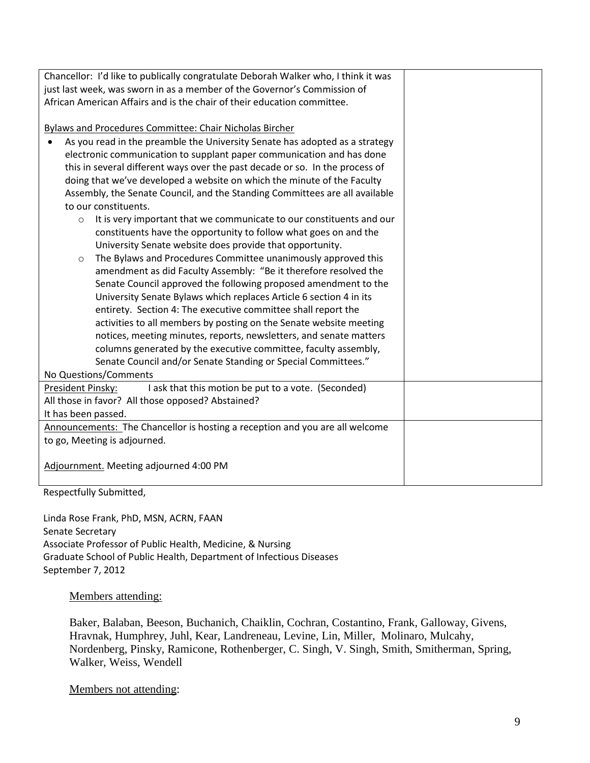| | |
|---|---|
| Chancellor: I'd like to publically congratulate Deborah Walker who, I think it was just last week, was sworn in as a member of the Governor's Commission of African American Affairs and is the chair of their education committee.<br><br><u>Bylaws and Procedures Committee: Chair Nicholas Bircher</u><br>• As you read in the preamble the University Senate has adopted as a strategy electronic communication to supplant paper communication and has done this in several different ways over the past decade or so. In the process of doing that we've developed a website on which the minute of the Faculty Assembly, the Senate Council, and the Standing Committees are all available to our constituents.<br>  ◦ It is very important that we communicate to our constituents and our constituents have the opportunity to follow what goes on and the University Senate website does provide that opportunity.<br>  ◦ The Bylaws and Procedures Committee unanimously approved this amendment as did Faculty Assembly: "Be it therefore resolved the Senate Council approved the following proposed amendment to the University Senate Bylaws which replaces Article 6 section 4 in its entirety. Section 4: The executive committee shall report the activities to all members by posting on the Senate website meeting notices, meeting minutes, reports, newsletters, and senate matters columns generated by the executive committee, faculty assembly, Senate Council and/or Senate Standing or Special Committees."<br>No Questions/Comments | |
| <u>President Pinsky:</u> I ask that this motion be put to a vote. (Seconded)<br>All those in favor? All those opposed? Abstained?<br>It has been passed. | |
| <u>Announcements:</u> The Chancellor is hosting a reception and you are all welcome to go, Meeting is adjourned.<br><br><u>Adjournment.</u> Meeting adjourned 4:00 PM | |

Respectfully Submitted,

Linda Rose Frank, PhD, MSN, ACRN, FAAN
Senate Secretary
Associate Professor of Public Health, Medicine, & Nursing
Graduate School of Public Health, Department of Infectious Diseases
September 7, 2012

<u>Members attending:</u>

Baker, Balaban, Beeson, Buchanich, Chaiklin, Cochran, Costantino, Frank, Galloway, Givens, Hravnak, Humphrey, Juhl, Kear, Landreneau, Levine, Lin, Miller, Molinaro, Mulcahy, Nordenberg, Pinsky, Ramicone, Rothenberger, C. Singh, V. Singh, Smith, Smitherman, Spring, Walker, Weiss, Wendell

<u>Members not attending</u>: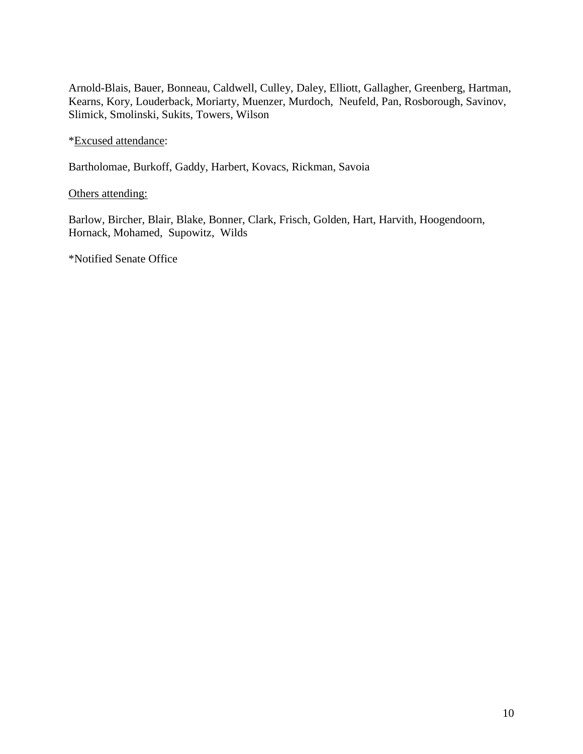Arnold-Blais, Bauer, Bonneau, Caldwell, Culley, Daley, Elliott, Gallagher, Greenberg, Hartman, Kearns, Kory, Louderback, Moriarty, Muenzer, Murdoch, Neufeld, Pan, Rosborough, Savinov, Slimick, Smolinski, Sukits, Towers, Wilson

*<u>Excused attendance</u>:

Bartholomae, Burkoff, Gaddy, Harbert, Kovacs, Rickman, Savoia

<u>Others attending:</u>

Barlow, Bircher, Blair, Blake, Bonner, Clark, Frisch, Golden, Hart, Harvith, Hoogendoorn, Hornack, Mohamed, Supowitz, Wilds

*Notified Senate Office